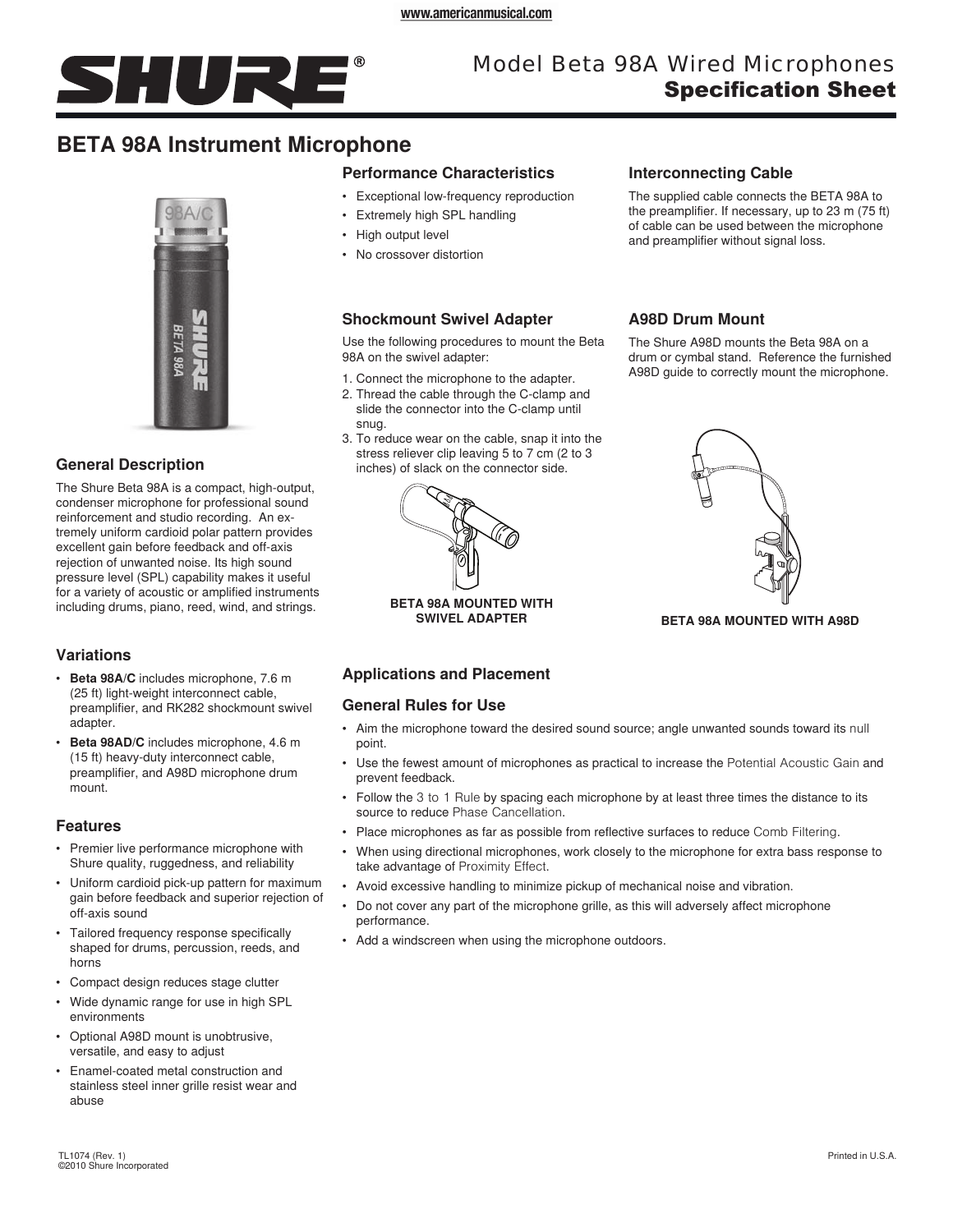# Model Beta 98A Wired Microphones
## Specification Sheet

# BETA 98A Instrument Microphone

## General Description

The Shure Beta 98A is a compact, high-output, condenser microphone for professional sound reinforcement and studio recording. An extremely uniform cardioid polar pattern provides excellent gain before feedback and off-axis rejection of unwanted noise. Its high sound pressure level (SPL) capability makes it useful for a variety of acoustic or amplified instruments including drums, piano, reed, wind, and strings.

## Variations

- **Beta 98A/C** includes microphone, 7.6 m (25 ft) light-weight interconnect cable, preamplifier, and RK282 shockmount swivel adapter.
- **Beta 98AD/C** includes microphone, 4.6 m (15 ft) heavy-duty interconnect cable, preamplifier, and A98D microphone drum mount.

## Features

- Premier live performance microphone with Shure quality, ruggedness, and reliability
- Uniform cardioid pick-up pattern for maximum gain before feedback and superior rejection of off-axis sound
- Tailored frequency response specifically shaped for drums, percussion, reeds, and horns
- Compact design reduces stage clutter
- Wide dynamic range for use in high SPL environments
- Optional A98D mount is unobtrusive, versatile, and easy to adjust
- Enamel-coated metal construction and stainless steel inner grille resist wear and abuse

## Performance Characteristics

- Exceptional low-frequency reproduction
- Extremely high SPL handling
- High output level
- No crossover distortion

## Interconnecting Cable

The supplied cable connects the BETA 98A to the preamplifier. If necessary, up to 23 m (75 ft) of cable can be used between the microphone and preamplifier without signal loss.

## Shockmount Swivel Adapter

Use the following procedures to mount the Beta 98A on the swivel adapter:

1. Connect the microphone to the adapter.
2. Thread the cable through the C-clamp and slide the connector into the C-clamp until snug.
3. To reduce wear on the cable, snap it into the stress reliever clip leaving 5 to 7 cm (2 to 3 inches) of slack on the connector side.

BETA 98A MOUNTED WITH SWIVEL ADAPTER

## A98D Drum Mount

The Shure A98D mounts the Beta 98A on a drum or cymbal stand. Reference the furnished A98D guide to correctly mount the microphone.

BETA 98A MOUNTED WITH A98D

## Applications and Placement

### General Rules for Use

- Aim the microphone toward the desired sound source; angle unwanted sounds toward its null point.
- Use the fewest amount of microphones as practical to increase the Potential Acoustic Gain and prevent feedback.
- Follow the 3 to 1 Rule by spacing each microphone by at least three times the distance to its source to reduce Phase Cancellation.
- Place microphones as far as possible from reflective surfaces to reduce Comb Filtering.
- When using directional microphones, work closely to the microphone for extra bass response to take advantage of Proximity Effect.
- Avoid excessive handling to minimize pickup of mechanical noise and vibration.
- Do not cover any part of the microphone grille, as this will adversely affect microphone performance.
- Add a windscreen when using the microphone outdoors.

TL1074 (Rev. 1)
©2010 Shure Incorporated

Printed in U.S.A.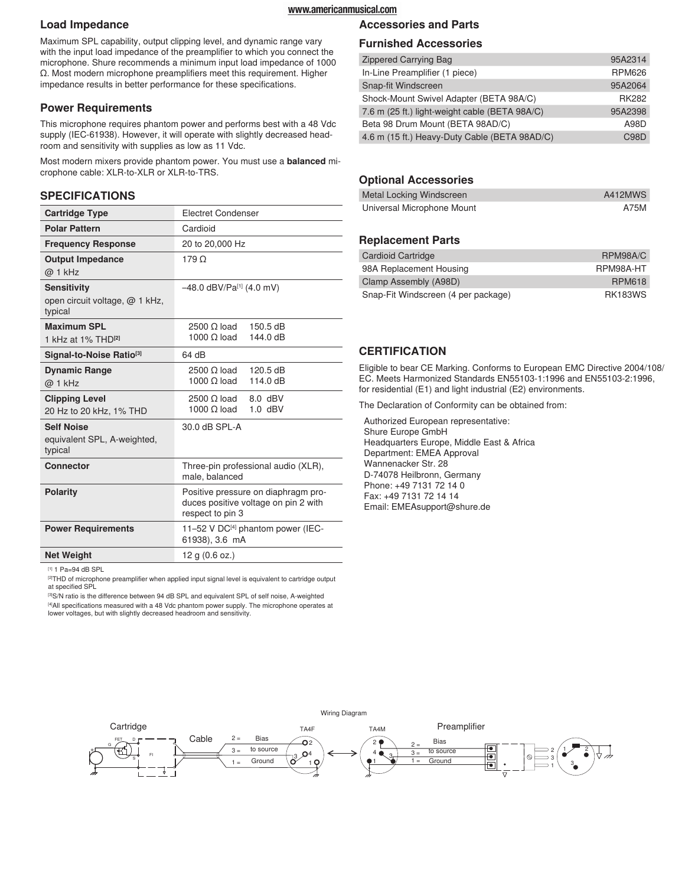## Load Impedance

Maximum SPL capability, output clipping level, and dynamic range vary with the input load impedance of the preamplifier to which you connect the microphone. Shure recommends a minimum input load impedance of 1000 Ω. Most modern microphone preamplifiers meet this requirement. Higher impedance results in better performance for these specifications.

## Power Requirements

This microphone requires phantom power and performs best with a 48 Vdc supply (IEC-61938). However, it will operate with slightly decreased headroom and sensitivity with supplies as low as 11 Vdc.

Most modern mixers provide phantom power. You must use a **balanced** microphone cable: XLR-to-XLR or XLR-to-TRS.

## SPECIFICATIONS

| | |
|---|---|
| **Cartridge Type** | Electret Condenser |
| **Polar Pattern** | Cardioid |
| **Frequency Response** | 20 to 20,000 Hz |
| **Output Impedance** @ 1 kHz | 179 Ω |
| **Sensitivity** open circuit voltage, @ 1 kHz, typical | –48.0 dBV/Pa[1] (4.0 mV) |
| **Maximum SPL** 1 kHz at 1% THD[2] | 2500 Ω load 150.5 dB<br>1000 Ω load 144.0 dB |
| **Signal-to-Noise Ratio[3]** | 64 dB |
| **Dynamic Range** @ 1 kHz | 2500 Ω load 120.5 dB<br>1000 Ω load 114.0 dB |
| **Clipping Level** 20 Hz to 20 kHz, 1% THD | 2500 Ω load 8.0 dBV<br>1000 Ω load 1.0 dBV |
| **Self Noise** equivalent SPL, A-weighted, typical | 30.0 dB SPL-A |
| **Connector** | Three-pin professional audio (XLR), male, balanced |
| **Polarity** | Positive pressure on diaphragm produces positive voltage on pin 2 with respect to pin 3 |
| **Power Requirements** | 11–52 V DC[4] phantom power (IEC-61938), 3.6 mA |
| **Net Weight** | 12 g (0.6 oz.) |

[1] 1 Pa=94 dB SPL

[2] THD of microphone preamplifier when applied input signal level is equivalent to cartridge output at specified SPL

[3] S/N ratio is the difference between 94 dB SPL and equivalent SPL of self noise, A-weighted

[4] All specifications measured with a 48 Vdc phantom power supply. The microphone operates at lower voltages, but with slightly decreased headroom and sensitivity.

## Accessories and Parts

### Furnished Accessories

| | |
|---|---|
| Zippered Carrying Bag | 95A2314 |
| In-Line Preamplifier (1 piece) | RPM626 |
| Snap-fit Windscreen | 95A2064 |
| Shock-Mount Swivel Adapter (BETA 98A/C) | RK282 |
| 7.6 m (25 ft.) light-weight cable (BETA 98A/C) | 95A2398 |
| Beta 98 Drum Mount (BETA 98AD/C) | A98D |
| 4.6 m (15 ft.) Heavy-Duty Cable (BETA 98AD/C) | C98D |

### Optional Accessories

| | |
|---|---|
| Metal Locking Windscreen | A412MWS |
| Universal Microphone Mount | A75M |

### Replacement Parts

| | |
|---|---|
| Cardioid Cartridge | RPM98A/C |
| 98A Replacement Housing | RPM98A-HT |
| Clamp Assembly (A98D) | RPM618 |
| Snap-Fit Windscreen (4 per package) | RK183WS |

## CERTIFICATION

Eligible to bear CE Marking. Conforms to European EMC Directive 2004/108/EC. Meets Harmonized Standards EN55103-1:1996 and EN55103-2:1996, for residential (E1) and light industrial (E2) environments.

The Declaration of Conformity can be obtained from:

Authorized European representative:
Shure Europe GmbH
Headquarters Europe, Middle East & Africa
Department: EMEA Approval
Wannenacker Str. 28
D-74078 Heilbronn, Germany
Phone: +49 7131 72 14 0
Fax: +49 7131 72 14 14
Email: EMEAsupport@shure.de

Wiring Diagram

Cartridge — Cable — TA4F — TA4M — Preamplifier

2 = Bias
3 = to source
1 = Ground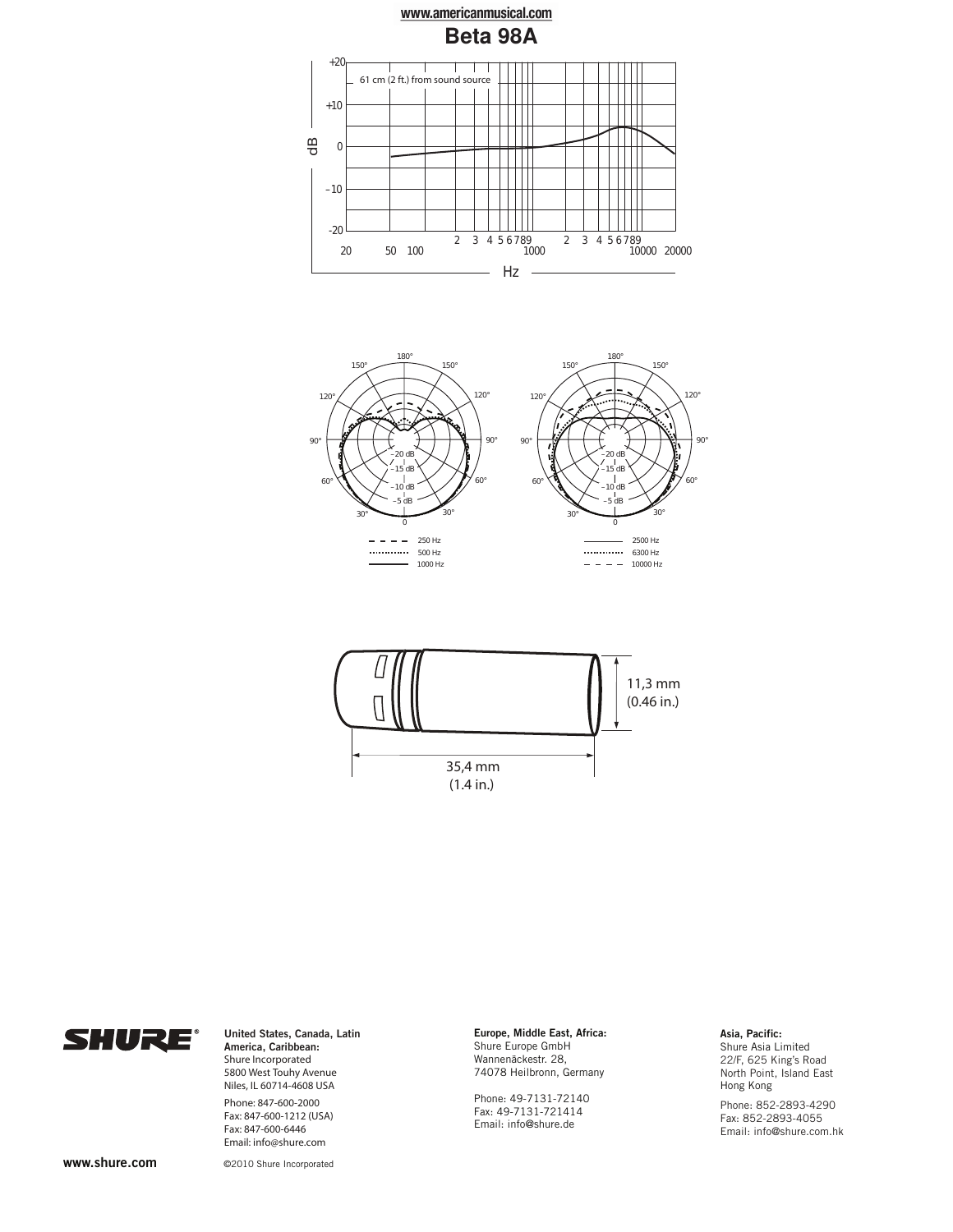www.americanmusical.com

# Beta 98A

61 cm (2 ft.) from sound source

+20
+10
0
–10
-20

dB

20 50 100 2 3 4 5 6 7 8 9 1000 2 3 4 5 6 7 8 9 10000 20000

Hz

180° 150° 150° 120° 120° 90° 90° 60° 60° 30° 30° 0

–20 dB
–15 dB
–10 dB
–5 dB

250 Hz
500 Hz
1000 Hz

2500 Hz
6300 Hz
10000 Hz

11,3 mm
(0.46 in.)

35,4 mm
(1.4 in.)

**SHURE®**

**United States, Canada, Latin America, Caribbean:**
Shure Incorporated
5800 West Touhy Avenue
Niles, IL 60714-4608 USA

Phone: 847-600-2000
Fax: 847-600-1212 (USA)
Fax: 847-600-6446
Email: info@shure.com

**Europe, Middle East, Africa:**
Shure Europe GmbH
Wannenäckestr. 28,
74078 Heilbronn, Germany

Phone: 49-7131-72140
Fax: 49-7131-721414
Email: info@shure.de

**Asia, Pacific:**
Shure Asia Limited
22/F, 625 King's Road
North Point, Island East
Hong Kong

Phone: 852-2893-4290
Fax: 852-2893-4055
Email: info@shure.com.hk

**www.shure.com**

©2010 Shure Incorporated